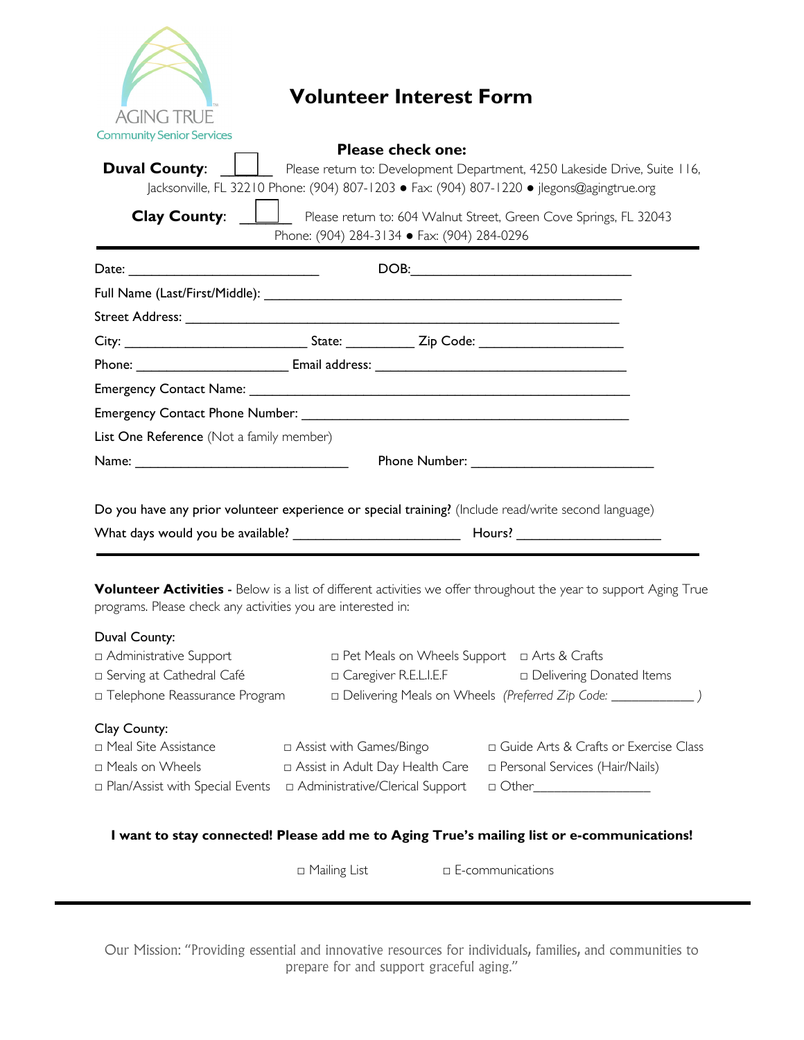AGING TRUE
Community Senior Services

# Volunteer Interest Form

**Please check one:**

**Duval County:** ☐ Please return to: Development Department, 4250 Lakeside Drive, Suite 116, Jacksonville, FL 32210 Phone: (904) 807-1203 ● Fax: (904) 807-1220 ● jlegons@agingtrue.org

**Clay County:** ☐ Please return to: 604 Walnut Street, Green Cove Springs, FL 32043 Phone: (904) 284-3134 ● Fax: (904) 284-0296

---

Date: ___________________________ DOB: _______________________________

Full Name (Last/First/Middle): ___________________________________________________

Street Address: _________________________________________________________________

City: __________________________ State: __________ Zip Code: ____________________

Phone: _____________________ Email address: ____________________________________

Emergency Contact Name: __________________________________________________

Emergency Contact Phone Number: ___________________________________________

List One Reference (Not a family member)

Name: _______________________________ Phone Number: __________________________

Do you have any prior volunteer experience or special training? (Include read/write second language)

What days would you be available? _______________________ Hours? ____________________

---

**Volunteer Activities -** Below is a list of different activities we offer throughout the year to support Aging True programs. Please check any activities you are interested in:

Duval County:

- ☐ Administrative Support
- ☐ Serving at Cathedral Café
- ☐ Telephone Reassurance Program
- ☐ Pet Meals on Wheels Support
- ☐ Caregiver R.E.L.I.E.F
- ☐ Delivering Meals on Wheels *(Preferred Zip Code: ____________ )*
- ☐ Arts & Crafts
- ☐ Delivering Donated Items

Clay County:

- ☐ Meal Site Assistance
- ☐ Meals on Wheels
- ☐ Plan/Assist with Special Events
- ☐ Assist with Games/Bingo
- ☐ Assist in Adult Day Health Care
- ☐ Administrative/Clerical Support
- ☐ Guide Arts & Crafts or Exercise Class
- ☐ Personal Services (Hair/Nails)
- ☐ Other________________

**I want to stay connected! Please add me to Aging True's mailing list or e-communications!**

☐ Mailing List ☐ E-communications

---

Our Mission: "Providing essential and innovative resources for individuals, families, and communities to prepare for and support graceful aging."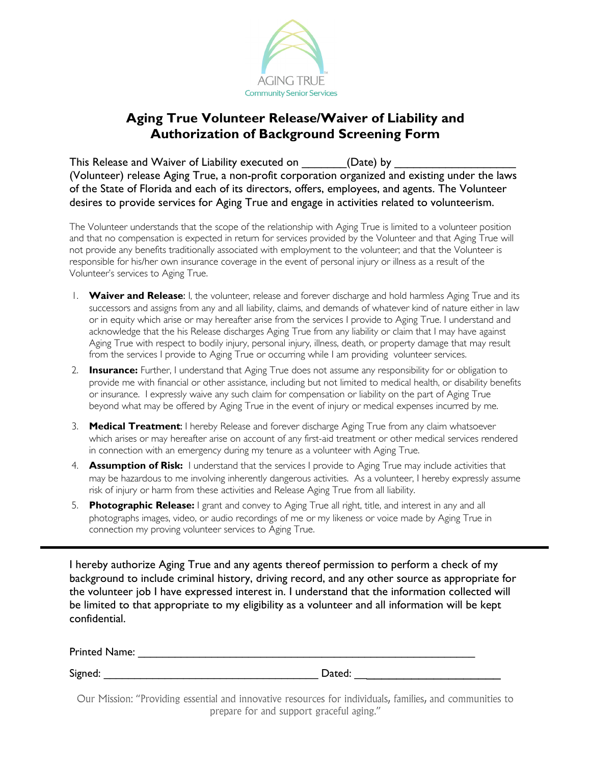AGING TRUE

Community Senior Services

# Aging True Volunteer Release/Waiver of Liability and Authorization of Background Screening Form

This Release and Waiver of Liability executed on _______(Date) by ___________________ (Volunteer) release Aging True, a non-profit corporation organized and existing under the laws of the State of Florida and each of its directors, offers, employees, and agents. The Volunteer desires to provide services for Aging True and engage in activities related to volunteerism.

The Volunteer understands that the scope of the relationship with Aging True is limited to a volunteer position and that no compensation is expected in return for services provided by the Volunteer and that Aging True will not provide any benefits traditionally associated with employment to the volunteer; and that the Volunteer is responsible for his/her own insurance coverage in the event of personal injury or illness as a result of the Volunteer's services to Aging True.

1. **Waiver and Release**: I, the volunteer, release and forever discharge and hold harmless Aging True and its successors and assigns from any and all liability, claims, and demands of whatever kind of nature either in law or in equity which arise or may hereafter arise from the services I provide to Aging True. I understand and acknowledge that the his Release discharges Aging True from any liability or claim that I may have against Aging True with respect to bodily injury, personal injury, illness, death, or property damage that may result from the services I provide to Aging True or occurring while I am providing volunteer services.
2. **Insurance:** Further, I understand that Aging True does not assume any responsibility for or obligation to provide me with financial or other assistance, including but not limited to medical health, or disability benefits or insurance. I expressly waive any such claim for compensation or liability on the part of Aging True beyond what may be offered by Aging True in the event of injury or medical expenses incurred by me.
3. **Medical Treatment**: I hereby Release and forever discharge Aging True from any claim whatsoever which arises or may hereafter arise on account of any first-aid treatment or other medical services rendered in connection with an emergency during my tenure as a volunteer with Aging True.
4. **Assumption of Risk:** I understand that the services I provide to Aging True may include activities that may be hazardous to me involving inherently dangerous activities. As a volunteer, I hereby expressly assume risk of injury or harm from these activities and Release Aging True from all liability.
5. **Photographic Release:** I grant and convey to Aging True all right, title, and interest in any and all photographs images, video, or audio recordings of me or my likeness or voice made by Aging True in connection my proving volunteer services to Aging True.

---

I hereby authorize Aging True and any agents thereof permission to perform a check of my background to include criminal history, driving record, and any other source as appropriate for the volunteer job I have expressed interest in. I understand that the information collected will be limited to that appropriate to my eligibility as a volunteer and all information will be kept confidential.

Printed Name: ____________________________________________

Signed: ______________________________ Dated: ___________________

Our Mission: "Providing essential and innovative resources for individuals, families, and communities to prepare for and support graceful aging."